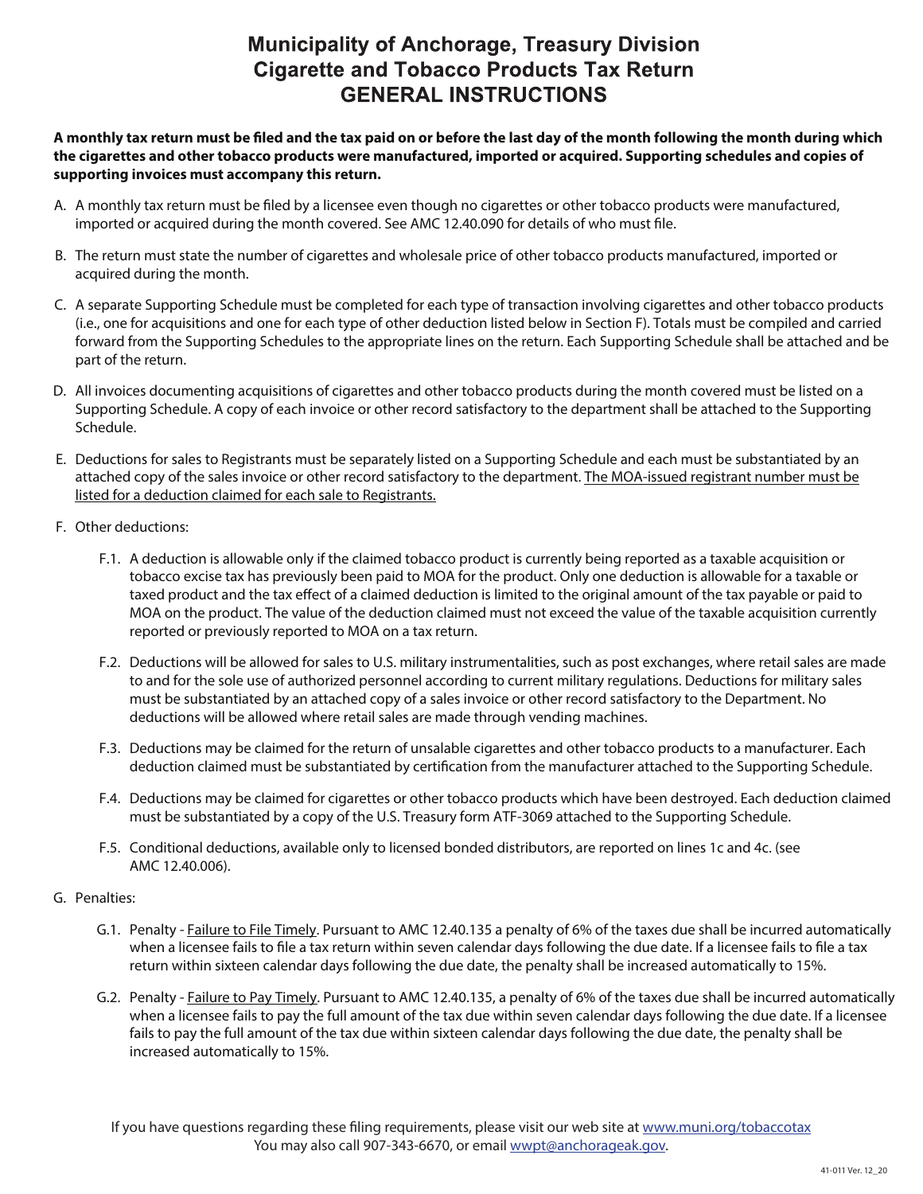# Municipality of Anchorage, Treasury Division
# Cigarette and Tobacco Products Tax Return
# GENERAL INSTRUCTIONS

**A monthly tax return must be filed and the tax paid on or before the last day of the month following the month during which the cigarettes and other tobacco products were manufactured, imported or acquired. Supporting schedules and copies of supporting invoices must accompany this return.**

A. A monthly tax return must be filed by a licensee even though no cigarettes or other tobacco products were manufactured, imported or acquired during the month covered. See AMC 12.40.090 for details of who must file.

B. The return must state the number of cigarettes and wholesale price of other tobacco products manufactured, imported or acquired during the month.

C. A separate Supporting Schedule must be completed for each type of transaction involving cigarettes and other tobacco products (i.e., one for acquisitions and one for each type of other deduction listed below in Section F). Totals must be compiled and carried forward from the Supporting Schedules to the appropriate lines on the return. Each Supporting Schedule shall be attached and be part of the return.

D. All invoices documenting acquisitions of cigarettes and other tobacco products during the month covered must be listed on a Supporting Schedule. A copy of each invoice or other record satisfactory to the department shall be attached to the Supporting Schedule.

E. Deductions for sales to Registrants must be separately listed on a Supporting Schedule and each must be substantiated by an attached copy of the sales invoice or other record satisfactory to the department. The MOA-issued registrant number must be listed for a deduction claimed for each sale to Registrants.

F. Other deductions:

  F.1. A deduction is allowable only if the claimed tobacco product is currently being reported as a taxable acquisition or tobacco excise tax has previously been paid to MOA for the product. Only one deduction is allowable for a taxable or taxed product and the tax effect of a claimed deduction is limited to the original amount of the tax payable or paid to MOA on the product. The value of the deduction claimed must not exceed the value of the taxable acquisition currently reported or previously reported to MOA on a tax return.

  F.2. Deductions will be allowed for sales to U.S. military instrumentalities, such as post exchanges, where retail sales are made to and for the sole use of authorized personnel according to current military regulations. Deductions for military sales must be substantiated by an attached copy of a sales invoice or other record satisfactory to the Department. No deductions will be allowed where retail sales are made through vending machines.

  F.3. Deductions may be claimed for the return of unsalable cigarettes and other tobacco products to a manufacturer. Each deduction claimed must be substantiated by certification from the manufacturer attached to the Supporting Schedule.

  F.4. Deductions may be claimed for cigarettes or other tobacco products which have been destroyed. Each deduction claimed must be substantiated by a copy of the U.S. Treasury form ATF-3069 attached to the Supporting Schedule.

  F.5. Conditional deductions, available only to licensed bonded distributors, are reported on lines 1c and 4c. (see AMC 12.40.006).

G. Penalties:

  G.1. Penalty - Failure to File Timely. Pursuant to AMC 12.40.135 a penalty of 6% of the taxes due shall be incurred automatically when a licensee fails to file a tax return within seven calendar days following the due date. If a licensee fails to file a tax return within sixteen calendar days following the due date, the penalty shall be increased automatically to 15%.

  G.2. Penalty - Failure to Pay Timely. Pursuant to AMC 12.40.135, a penalty of 6% of the taxes due shall be incurred automatically when a licensee fails to pay the full amount of the tax due within seven calendar days following the due date. If a licensee fails to pay the full amount of the tax due within sixteen calendar days following the due date, the penalty shall be increased automatically to 15%.

If you have questions regarding these filing requirements, please visit our web site at www.muni.org/tobaccotax
You may also call 907-343-6670, or email wwpt@anchorageak.gov.

41-011 Ver. 12_20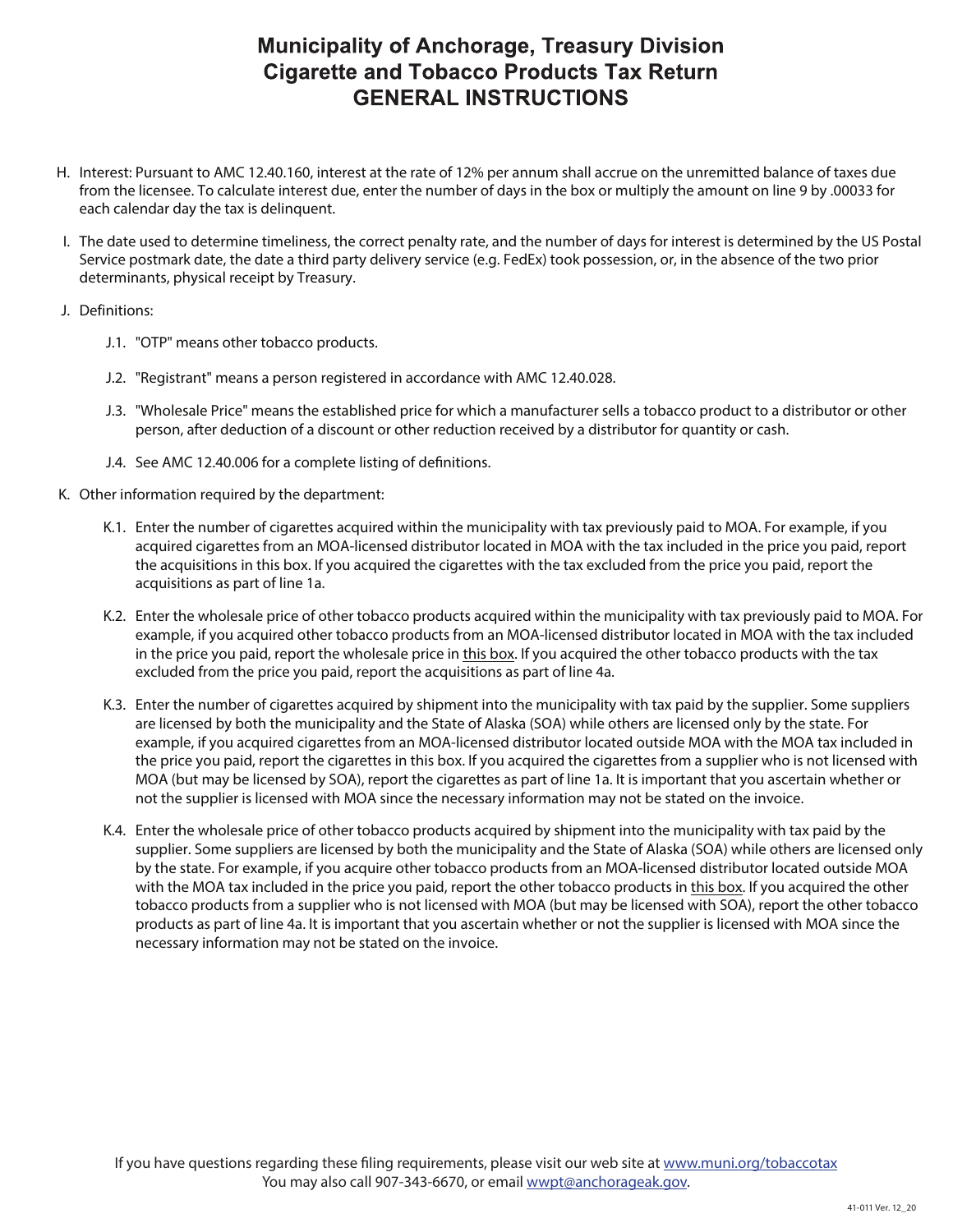# Municipality of Anchorage, Treasury Division
# Cigarette and Tobacco Products Tax Return
# GENERAL INSTRUCTIONS

H. Interest: Pursuant to AMC 12.40.160, interest at the rate of 12% per annum shall accrue on the unremitted balance of taxes due from the licensee. To calculate interest due, enter the number of days in the box or multiply the amount on line 9 by .00033 for each calendar day the tax is delinquent.

I. The date used to determine timeliness, the correct penalty rate, and the number of days for interest is determined by the US Postal Service postmark date, the date a third party delivery service (e.g. FedEx) took possession, or, in the absence of the two prior determinants, physical receipt by Treasury.

J. Definitions:

- J.1. "OTP" means other tobacco products.
- J.2. "Registrant" means a person registered in accordance with AMC 12.40.028.
- J.3. "Wholesale Price" means the established price for which a manufacturer sells a tobacco product to a distributor or other person, after deduction of a discount or other reduction received by a distributor for quantity or cash.
- J.4. See AMC 12.40.006 for a complete listing of definitions.

K. Other information required by the department:

- K.1. Enter the number of cigarettes acquired within the municipality with tax previously paid to MOA. For example, if you acquired cigarettes from an MOA-licensed distributor located in MOA with the tax included in the price you paid, report the acquisitions in this box. If you acquired the cigarettes with the tax excluded from the price you paid, report the acquisitions as part of line 1a.
- K.2. Enter the wholesale price of other tobacco products acquired within the municipality with tax previously paid to MOA. For example, if you acquired other tobacco products from an MOA-licensed distributor located in MOA with the tax included in the price you paid, report the wholesale price in <u>this box</u>. If you acquired the other tobacco products with the tax excluded from the price you paid, report the acquisitions as part of line 4a.
- K.3. Enter the number of cigarettes acquired by shipment into the municipality with tax paid by the supplier. Some suppliers are licensed by both the municipality and the State of Alaska (SOA) while others are licensed only by the state. For example, if you acquired cigarettes from an MOA-licensed distributor located outside MOA with the MOA tax included in the price you paid, report the cigarettes in this box. If you acquired the cigarettes from a supplier who is not licensed with MOA (but may be licensed by SOA), report the cigarettes as part of line 1a. It is important that you ascertain whether or not the supplier is licensed with MOA since the necessary information may not be stated on the invoice.
- K.4. Enter the wholesale price of other tobacco products acquired by shipment into the municipality with tax paid by the supplier. Some suppliers are licensed by both the municipality and the State of Alaska (SOA) while others are licensed only by the state. For example, if you acquire other tobacco products from an MOA-licensed distributor located outside MOA with the MOA tax included in the price you paid, report the other tobacco products in <u>this box</u>. If you acquired the other tobacco products from a supplier who is not licensed with MOA (but may be licensed with SOA), report the other tobacco products as part of line 4a. It is important that you ascertain whether or not the supplier is licensed with MOA since the necessary information may not be stated on the invoice.

If you have questions regarding these filing requirements, please visit our web site at www.muni.org/tobaccotax
You may also call 907-343-6670, or email wwpt@anchorageak.gov.

41-011 Ver. 12_20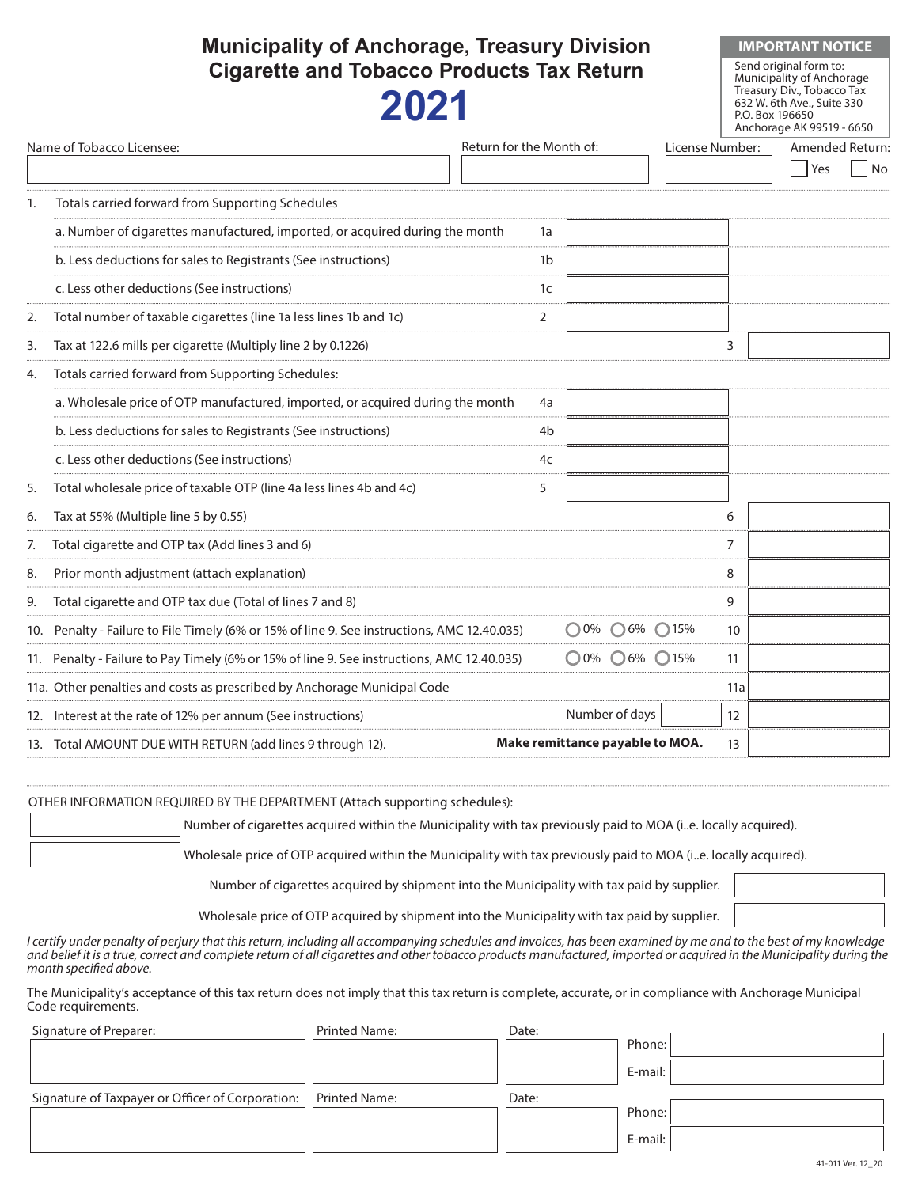# Municipality of Anchorage, Treasury Division
# Cigarette and Tobacco Products Tax Return
# 2021

**IMPORTANT NOTICE**

Send original form to:
Municipality of Anchorage
Treasury Div., Tobacco Tax
632 W. 6th Ave., Suite 330
P.O. Box 196650
Anchorage AK 99519 - 6650

| Name of Tobacco Licensee: | Return for the Month of: | License Number: | Amended Return: ☐ Yes ☐ No |
|---|---|---|---|
| | | | |

| | | | |
|---|---|---|---|
| 1. | Totals carried forward from Supporting Schedules | | |
| | a. Number of cigarettes manufactured, imported, or acquired during the month | 1a | |
| | b. Less deductions for sales to Registrants (See instructions) | 1b | |
| | c. Less other deductions (See instructions) | 1c | |
| 2. | Total number of taxable cigarettes (line 1a less lines 1b and 1c) | 2 | |
| 3. | Tax at 122.6 mills per cigarette (Multiply line 2 by 0.1226) | 3 | |
| 4. | Totals carried forward from Supporting Schedules: | | |
| | a. Wholesale price of OTP manufactured, imported, or acquired during the month | 4a | |
| | b. Less deductions for sales to Registrants (See instructions) | 4b | |
| | c. Less other deductions (See instructions) | 4c | |
| 5. | Total wholesale price of taxable OTP (line 4a less lines 4b and 4c) | 5 | |
| 6. | Tax at 55% (Multiple line 5 by 0.55) | 6 | |
| 7. | Total cigarette and OTP tax (Add lines 3 and 6) | 7 | |
| 8. | Prior month adjustment (attach explanation) | 8 | |
| 9. | Total cigarette and OTP tax due (Total of lines 7 and 8) | 9 | |
| 10. | Penalty - Failure to File Timely (6% or 15% of line 9. See instructions, AMC 12.40.035) ◯ 0% ◯ 6% ◯ 15% | 10 | |
| 11. | Penalty - Failure to Pay Timely (6% or 15% of line 9. See instructions, AMC 12.40.035) ◯ 0% ◯ 6% ◯ 15% | 11 | |
| 11a. | Other penalties and costs as prescribed by Anchorage Municipal Code | 11a | |
| 12. | Interest at the rate of 12% per annum (See instructions) Number of days ____ | 12 | |
| 13. | Total AMOUNT DUE WITH RETURN (add lines 9 through 12). **Make remittance payable to MOA.** | 13 | |

OTHER INFORMATION REQUIRED BY THE DEPARTMENT (Attach supporting schedules):

____ Number of cigarettes acquired within the Municipality with tax previously paid to MOA (i..e. locally acquired).

____ Wholesale price of OTP acquired within the Municipality with tax previously paid to MOA (i..e. locally acquired).

Number of cigarettes acquired by shipment into the Municipality with tax paid by supplier. ____

Wholesale price of OTP acquired by shipment into the Municipality with tax paid by supplier. ____

*I certify under penalty of perjury that this return, including all accompanying schedules and invoices, has been examined by me and to the best of my knowledge and belief it is a true, correct and complete return of all cigarettes and other tobacco products manufactured, imported or acquired in the Municipality during the month specified above.*

The Municipality's acceptance of this tax return does not imply that this tax return is complete, accurate, or in compliance with Anchorage Municipal Code requirements.

| Signature of Preparer: | Printed Name: | Date: | Phone: / E-mail: |
|---|---|---|---|
| | | | Phone: |
| | | | E-mail: |

| Signature of Taxpayer or Officer of Corporation: | Printed Name: | Date: | Phone: / E-mail: |
|---|---|---|---|
| | | | Phone: |
| | | | E-mail: |

41-011 Ver. 12_20